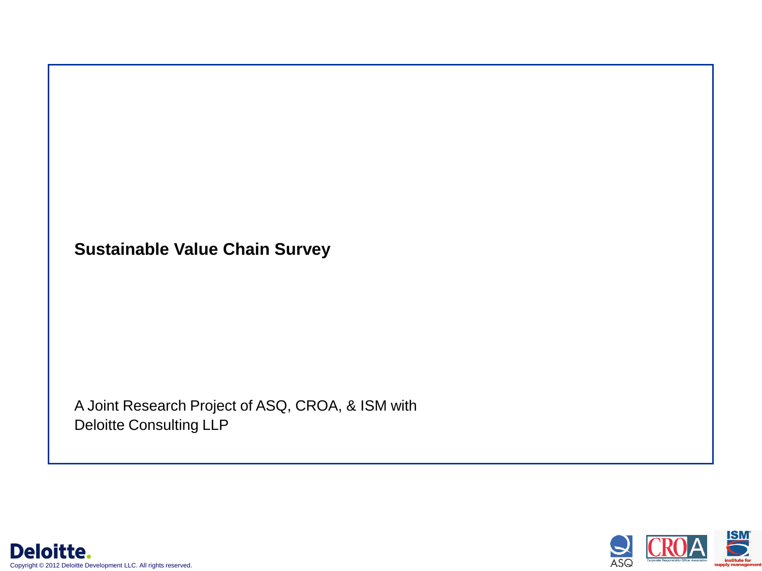# Sustainable Value Chain Survey

A Joint Research Project of ASQ, CROA, & ISM with Deloitte Consulting LLP

Copyright © 2012 Deloitte Development LLC. All rights reserved.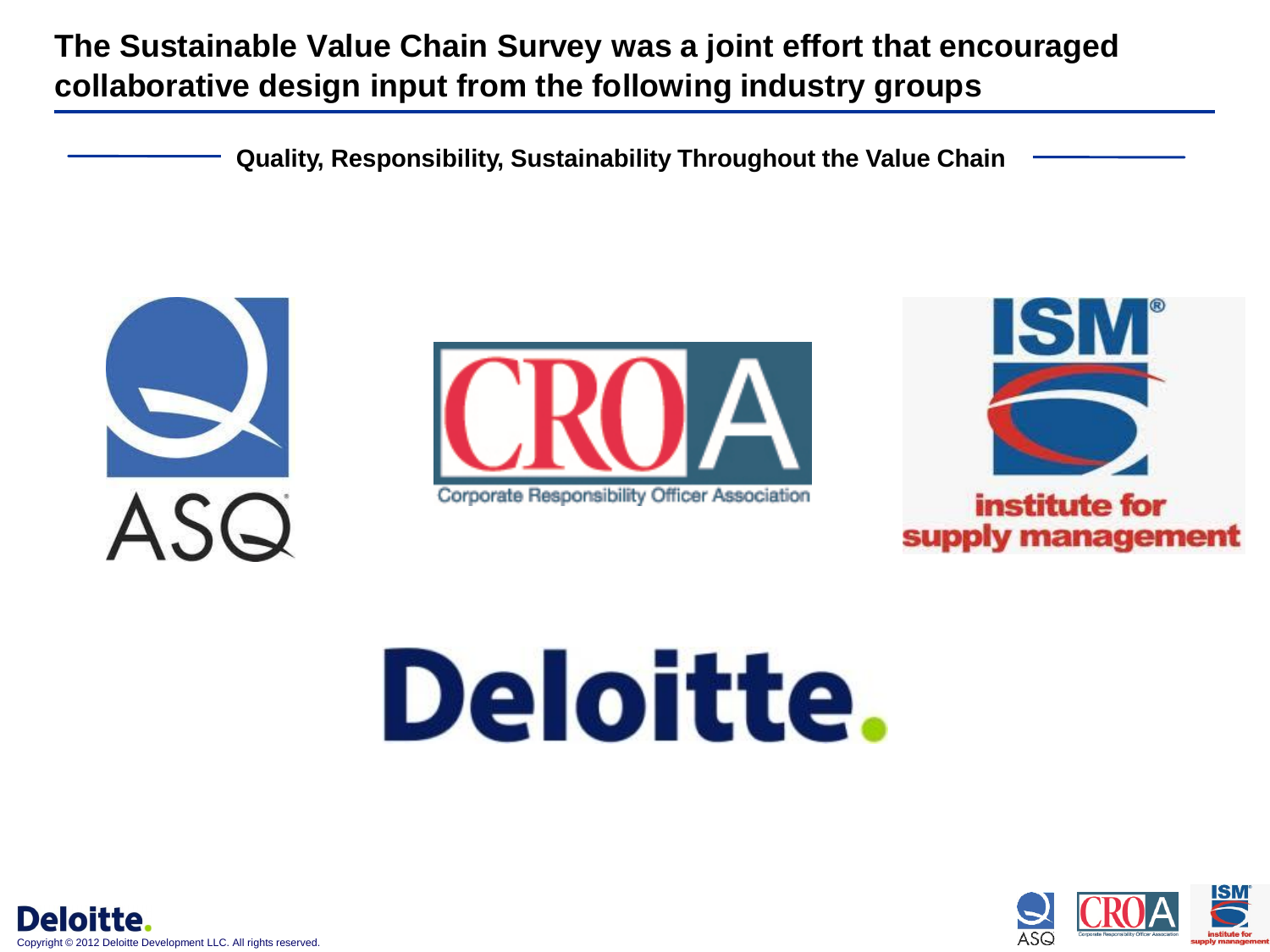# The Sustainable Value Chain Survey was a joint effort that encouraged collaborative design input from the following industry groups

**Quality, Responsibility, Sustainability Throughout the Value Chain**

ASQ

CROA
Corporate Responsibility Officer Association

ISM
institute for supply management

Deloitte.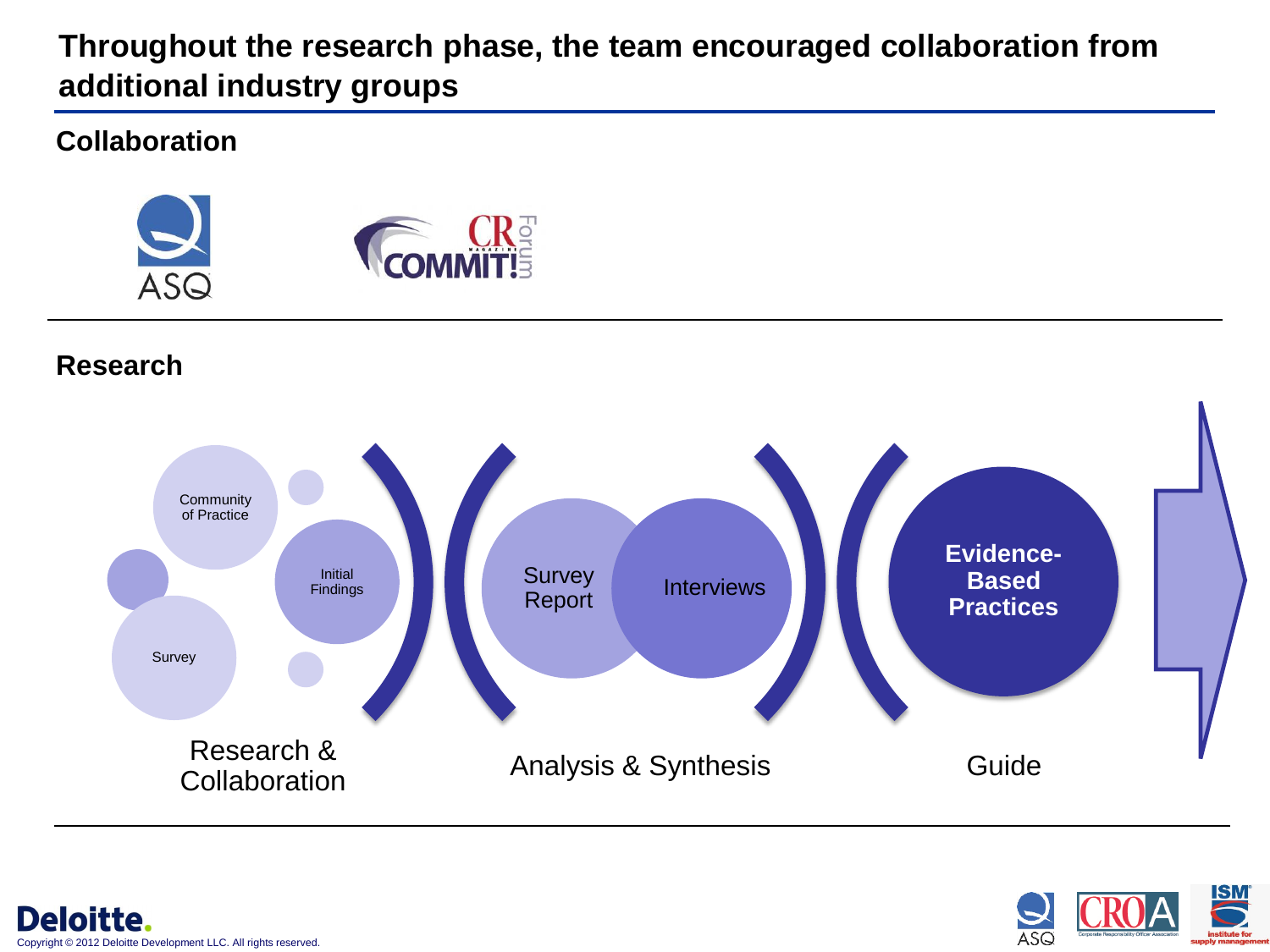# Throughout the research phase, the team encouraged collaboration from additional industry groups

## Collaboration

ASQ

CR COMMIT! Forum

## Research

Community of Practice

Initial Findings

Survey

Survey Report

Interviews

**Evidence-Based Practices**

Research & Collaboration

Analysis & Synthesis

Guide

Deloitte.

Copyright © 2012 Deloitte Development LLC. All rights reserved.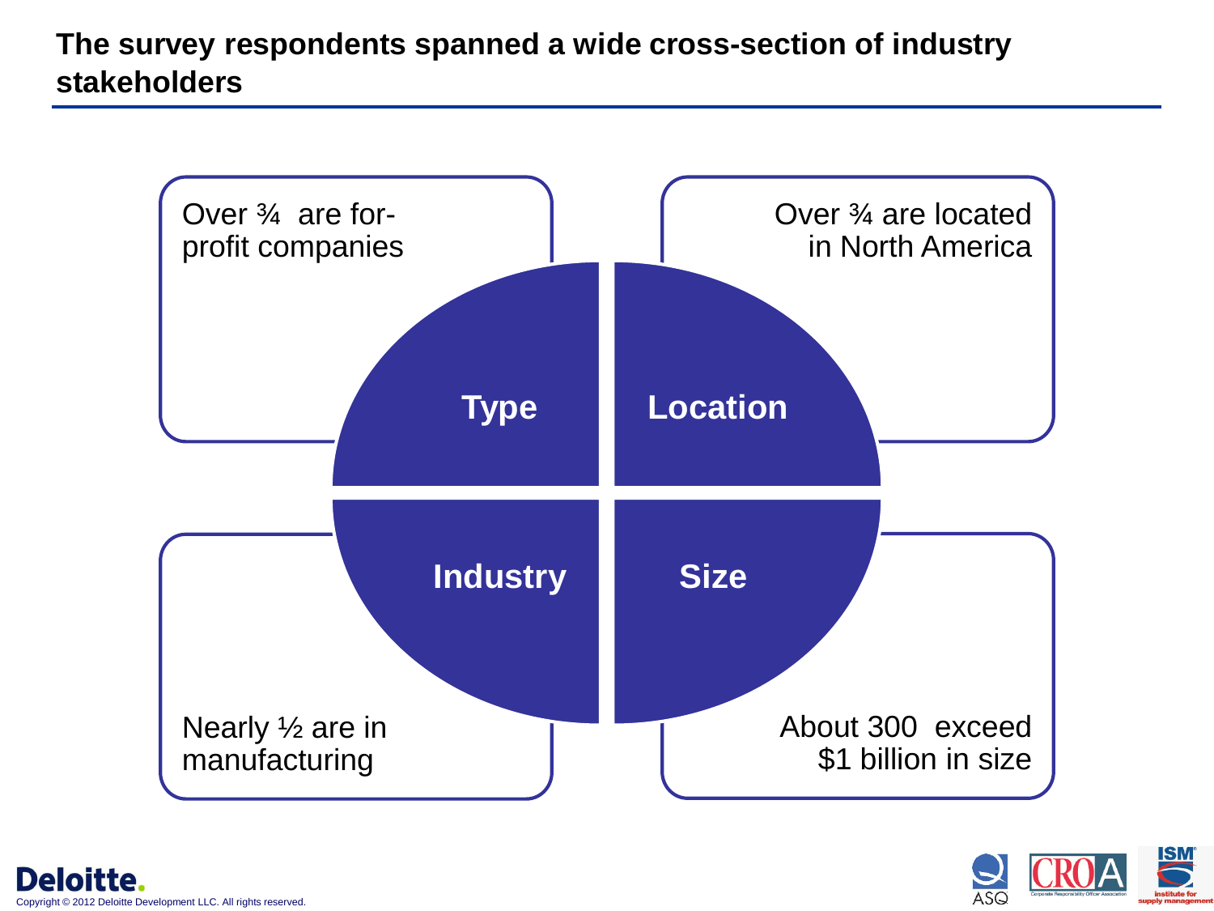## The survey respondents spanned a wide cross-section of industry stakeholders

**Type**

Over ¾ are for-profit companies

**Location**

Over ¾ are located in North America

**Industry**

Nearly ½ are in manufacturing

**Size**

About 300 exceed $1 billion in size

Copyright © 2012 Deloitte Development LLC. All rights reserved.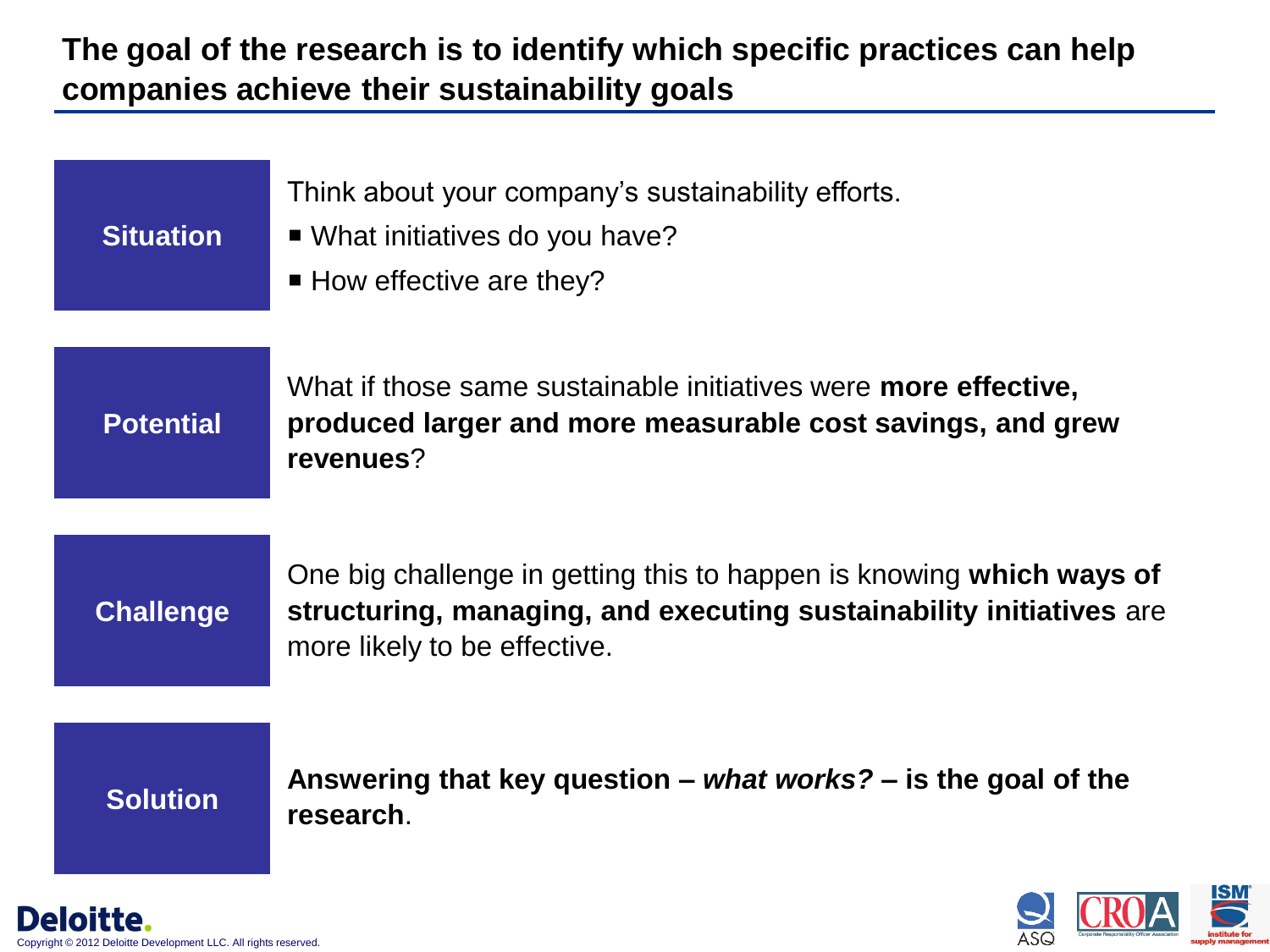## The goal of the research is to identify which specific practices can help companies achieve their sustainability goals

**Situation**

Think about your company's sustainability efforts.

- What initiatives do you have?
- How effective are they?

**Potential**

What if those same sustainable initiatives were **more effective, produced larger and more measurable cost savings, and grew revenues**?

**Challenge**

One big challenge in getting this to happen is knowing **which ways of structuring, managing, and executing sustainability initiatives** are more likely to be effective.

**Solution**

**Answering that key question – *what works?* – is the goal of the research**.

Copyright © 2012 Deloitte Development LLC. All rights reserved.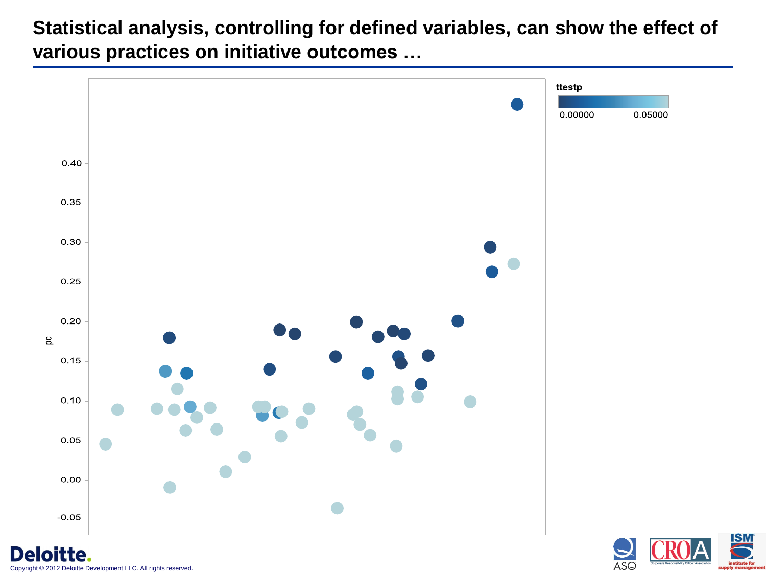# Statistical analysis, controlling for defined variables, can show the effect of various practices on initiative outcomes …

ttestp

0.00000 0.05000

pc

0.40
0.35
0.30
0.25
0.20
0.15
0.10
0.05
0.00
-0.05

Copyright © 2012 Deloitte Development LLC. All rights reserved.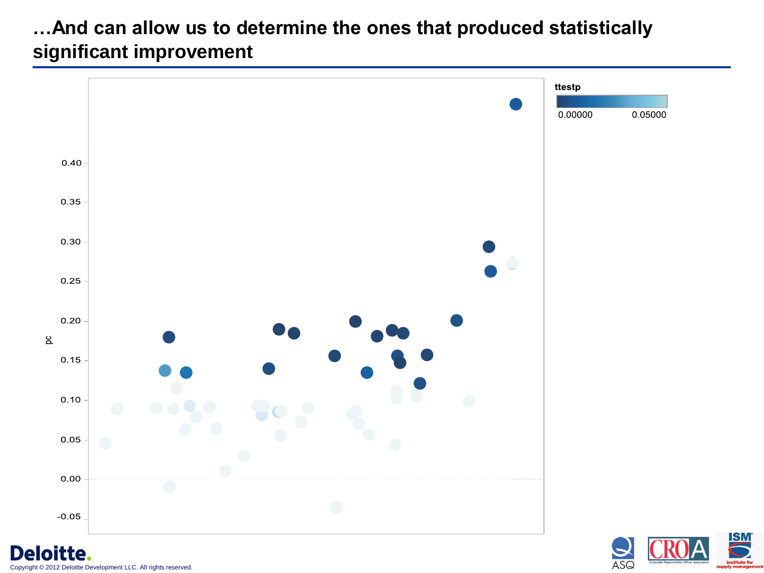# …And can allow us to determine the ones that produced statistically significant improvement

ttestp

0.00000 0.05000

pc

0.40
0.35
0.30
0.25
0.20
0.15
0.10
0.05
0.00
-0.05

Deloitte.

Copyright © 2012 Deloitte Development LLC. All rights reserved.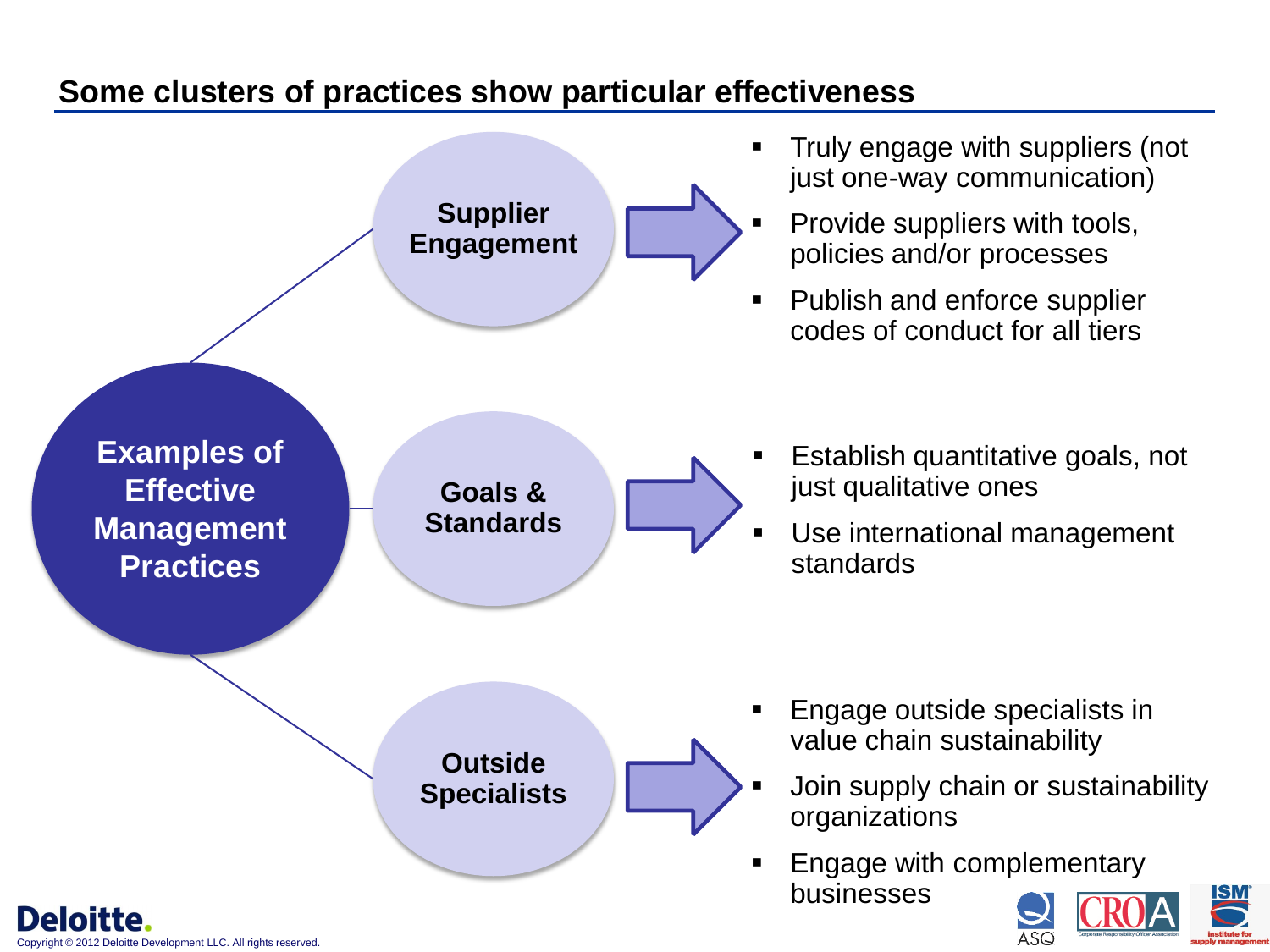## Some clusters of practices show particular effectiveness

**Examples of Effective Management Practices**

**Supplier Engagement**

- Truly engage with suppliers (not just one-way communication)
- Provide suppliers with tools, policies and/or processes
- Publish and enforce supplier codes of conduct for all tiers

**Goals & Standards**

- Establish quantitative goals, not just qualitative ones
- Use international management standards

**Outside Specialists**

- Engage outside specialists in value chain sustainability
- Join supply chain or sustainability organizations
- Engage with complementary businesses

Copyright © 2012 Deloitte Development LLC. All rights reserved.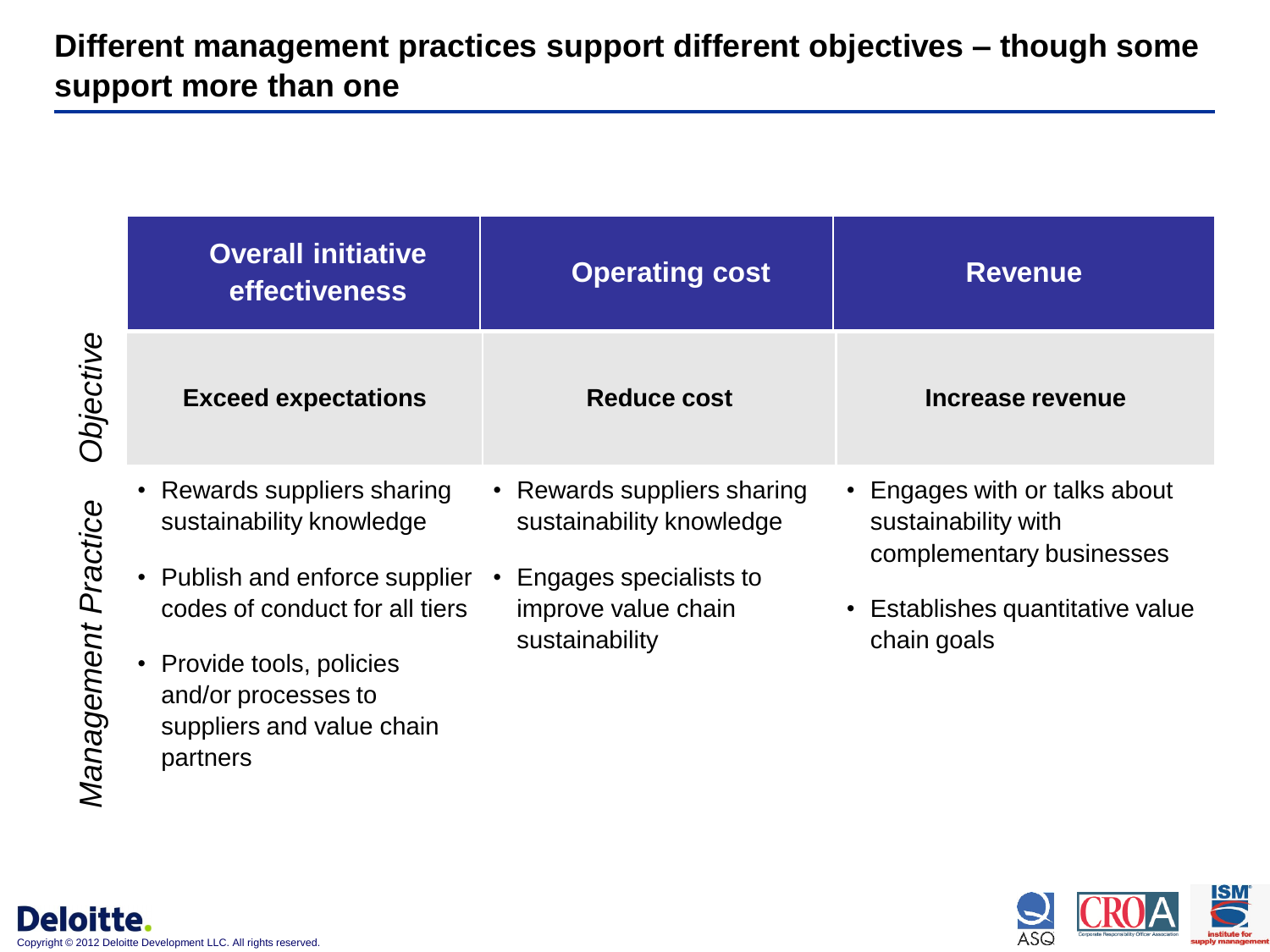# Different management practices support different objectives – though some support more than one

| | Overall initiative effectiveness | Operating cost | Revenue |
|---|---|---|---|
| *Objective* | **Exceed expectations** | **Reduce cost** | **Increase revenue** |
| *Management Practice* | • Rewards suppliers sharing sustainability knowledge<br>• Publish and enforce supplier codes of conduct for all tiers<br>• Provide tools, policies and/or processes to suppliers and value chain partners | • Rewards suppliers sharing sustainability knowledge<br>• Engages specialists to improve value chain sustainability | • Engages with or talks about sustainability with complementary businesses<br>• Establishes quantitative value chain goals |

Copyright © 2012 Deloitte Development LLC. All rights reserved.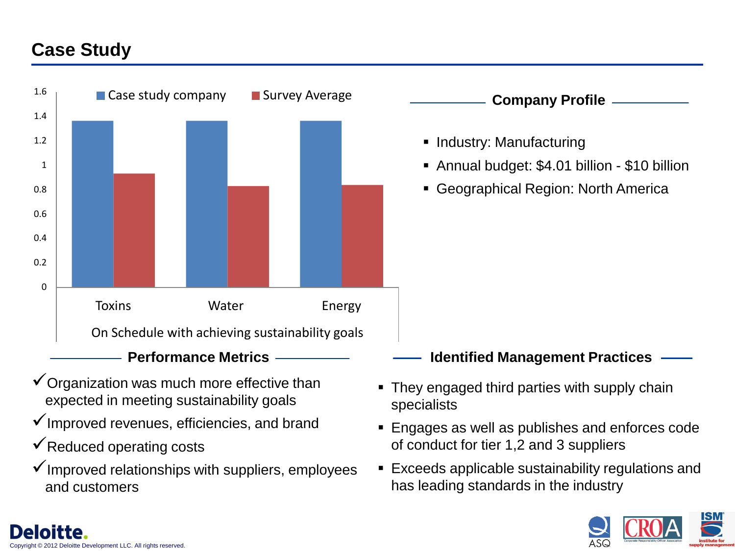# Case Study

| On Schedule with achieving sustainability goals | Case study company | Survey Average |
| --- | --- | --- |
| Toxins | 1.36 | 0.93 |
| Water | 1.36 | 0.83 |
| Energy | 1.36 | 0.84 |

## Company Profile

- Industry: Manufacturing
- Annual budget: $4.01 billion - $10 billion
- Geographical Region: North America

## Performance Metrics

- ✓ Organization was much more effective than expected in meeting sustainability goals
- ✓ Improved revenues, efficiencies, and brand
- ✓ Reduced operating costs
- ✓ Improved relationships with suppliers, employees and customers

## Identified Management Practices

- They engaged third parties with supply chain specialists
- Engages as well as publishes and enforces code of conduct for tier 1,2 and 3 suppliers
- Exceeds applicable sustainability regulations and has leading standards in the industry

Copyright © 2012 Deloitte Development LLC. All rights reserved.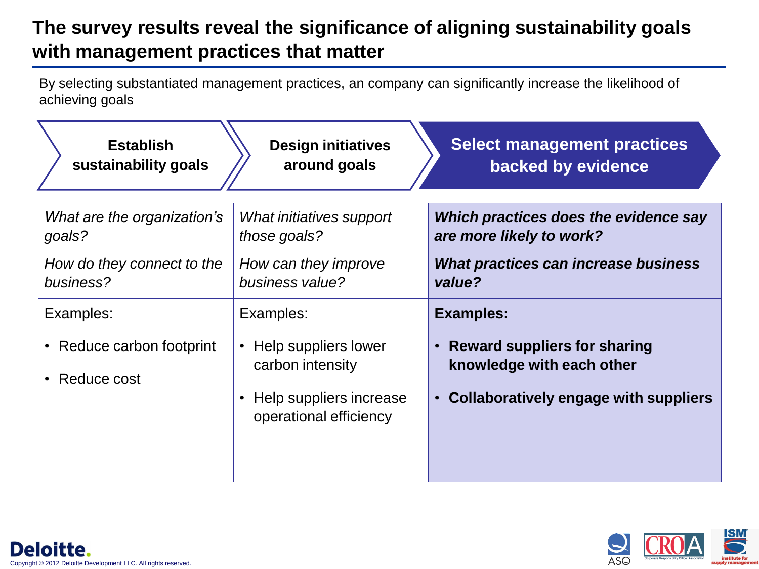# The survey results reveal the significance of aligning sustainability goals with management practices that matter

By selecting substantiated management practices, an company can significantly increase the likelihood of achieving goals

| Establish sustainability goals | Design initiatives around goals | **Select management practices backed by evidence** |
|---|---|---|
| *What are the organization's goals?*<br>*How do they connect to the business?* | *What initiatives support those goals?*<br>*How can they improve business value?* | ***Which practices does the evidence say are more likely to work?***<br>***What practices can increase business value?*** |
| Examples:<br>• Reduce carbon footprint<br>• Reduce cost | Examples:<br>• Help suppliers lower carbon intensity<br>• Help suppliers increase operational efficiency | **Examples:**<br>• **Reward suppliers for sharing knowledge with each other**<br>• **Collaboratively engage with suppliers** |

Copyright © 2012 Deloitte Development LLC. All rights reserved.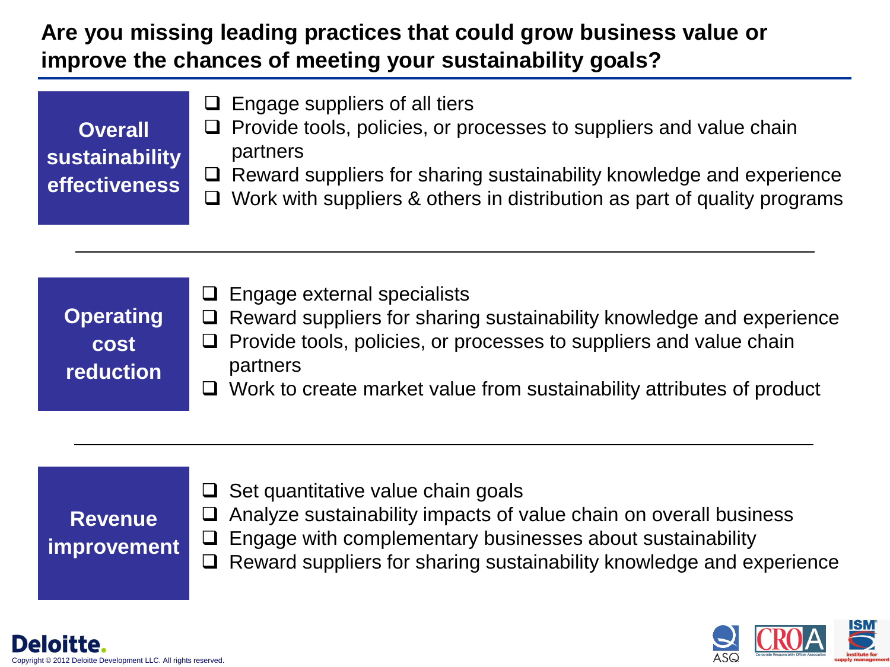# Are you missing leading practices that could grow business value or improve the chances of meeting your sustainability goals?

## Overall sustainability effectiveness

- ❑ Engage suppliers of all tiers
- ❑ Provide tools, policies, or processes to suppliers and value chain partners
- ❑ Reward suppliers for sharing sustainability knowledge and experience
- ❑ Work with suppliers & others in distribution as part of quality programs

## Operating cost reduction

- ❑ Engage external specialists
- ❑ Reward suppliers for sharing sustainability knowledge and experience
- ❑ Provide tools, policies, or processes to suppliers and value chain partners
- ❑ Work to create market value from sustainability attributes of product

## Revenue improvement

- ❑ Set quantitative value chain goals
- ❑ Analyze sustainability impacts of value chain on overall business
- ❑ Engage with complementary businesses about sustainability
- ❑ Reward suppliers for sharing sustainability knowledge and experience

Deloitte.

Copyright © 2012 Deloitte Development LLC. All rights reserved.

ASQ CROA ISM institute for supply management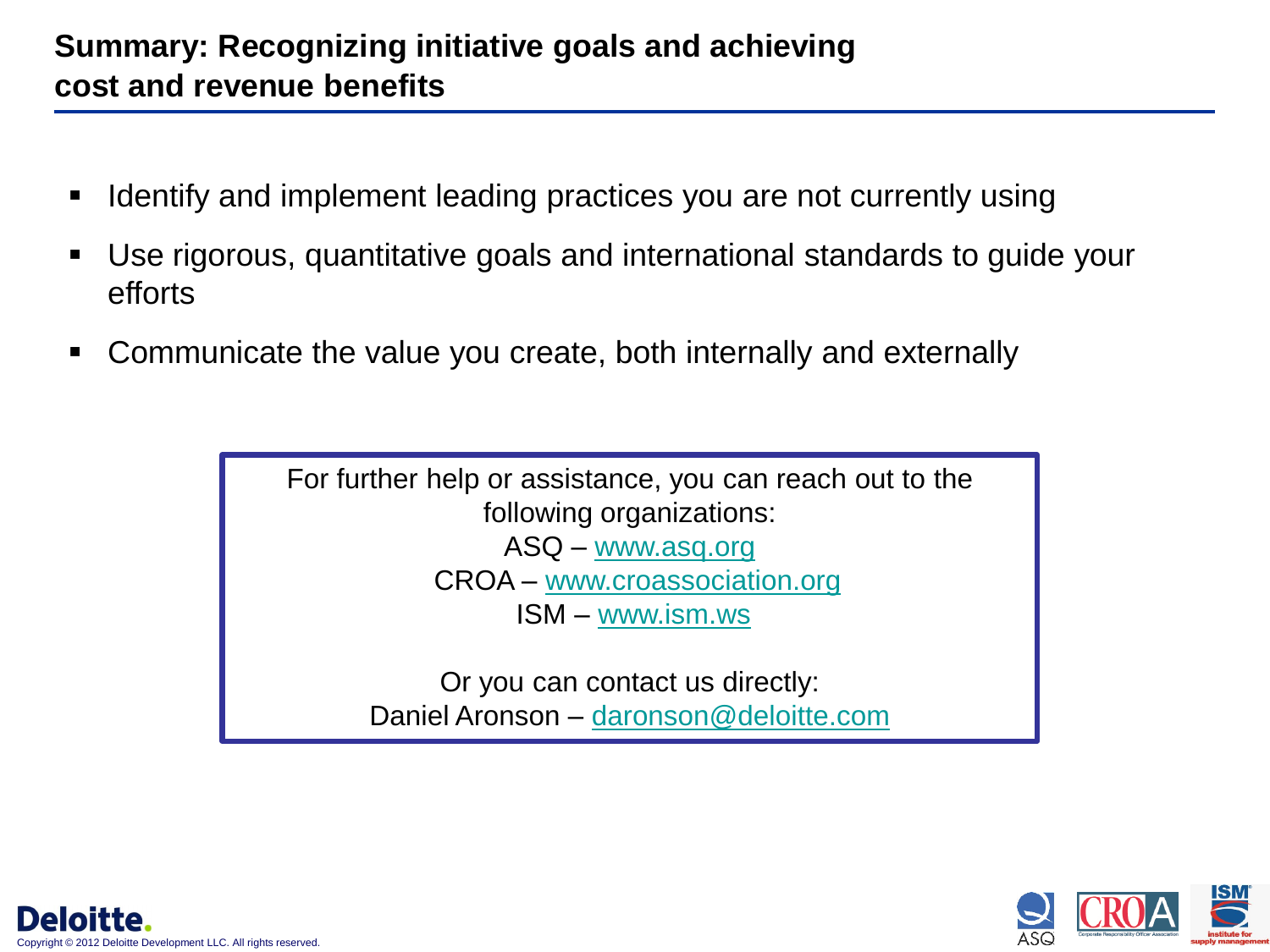## Summary: Recognizing initiative goals and achieving cost and revenue benefits

- Identify and implement leading practices you are not currently using
- Use rigorous, quantitative goals and international standards to guide your efforts
- Communicate the value you create, both internally and externally

For further help or assistance, you can reach out to the following organizations:
ASQ – www.asq.org
CROA – www.croassociation.org
ISM – www.ism.ws

Or you can contact us directly:
Daniel Aronson – daronson@deloitte.com

Copyright © 2012 Deloitte Development LLC. All rights reserved.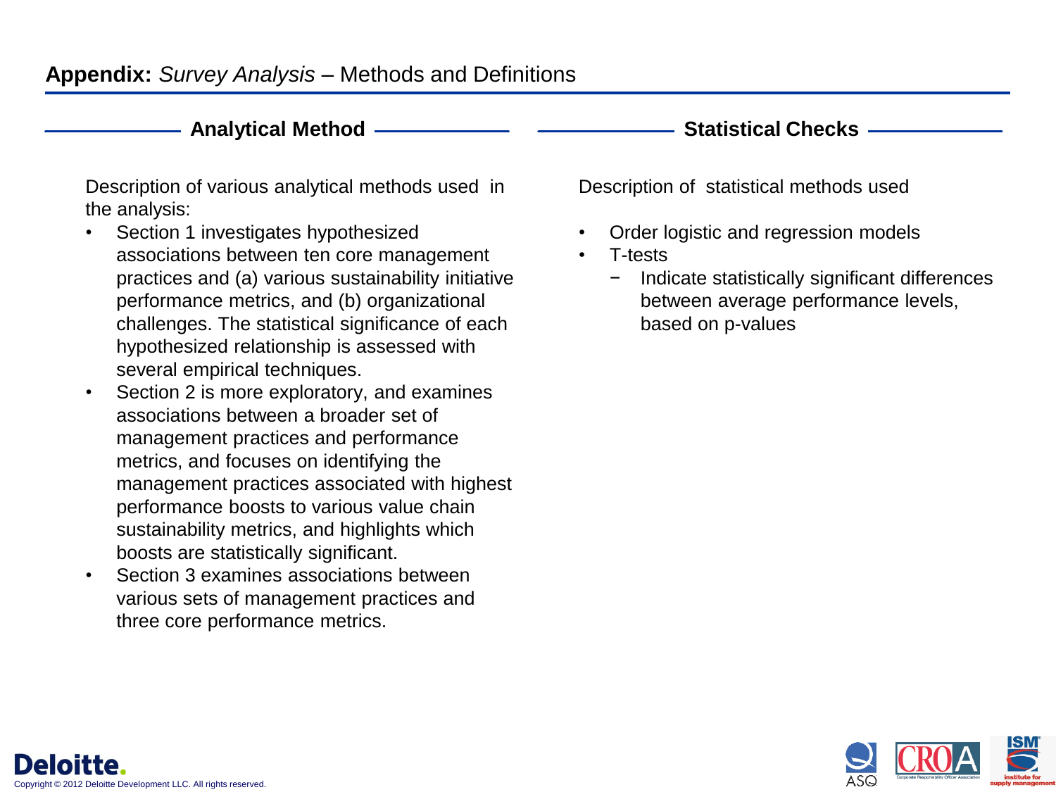# **Appendix:** *Survey Analysis* – Methods and Definitions

## Analytical Method

Description of various analytical methods used in the analysis:

- Section 1 investigates hypothesized associations between ten core management practices and (a) various sustainability initiative performance metrics, and (b) organizational challenges. The statistical significance of each hypothesized relationship is assessed with several empirical techniques.
- Section 2 is more exploratory, and examines associations between a broader set of management practices and performance metrics, and focuses on identifying the management practices associated with highest performance boosts to various value chain sustainability metrics, and highlights which boosts are statistically significant.
- Section 3 examines associations between various sets of management practices and three core performance metrics.

## Statistical Checks

Description of statistical methods used

- Order logistic and regression models
- T-tests
  - Indicate statistically significant differences between average performance levels, based on p-values

Copyright © 2012 Deloitte Development LLC. All rights reserved.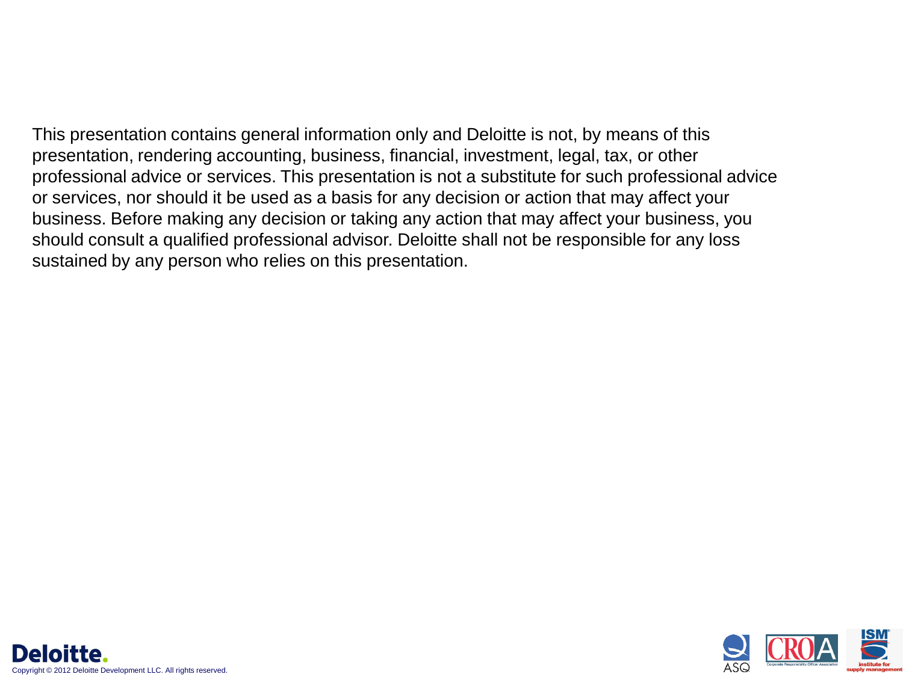This presentation contains general information only and Deloitte is not, by means of this presentation, rendering accounting, business, financial, investment, legal, tax, or other professional advice or services. This presentation is not a substitute for such professional advice or services, nor should it be used as a basis for any decision or action that may affect your business. Before making any decision or taking any action that may affect your business, you should consult a qualified professional advisor. Deloitte shall not be responsible for any loss sustained by any person who relies on this presentation.

Copyright © 2012 Deloitte Development LLC. All rights reserved.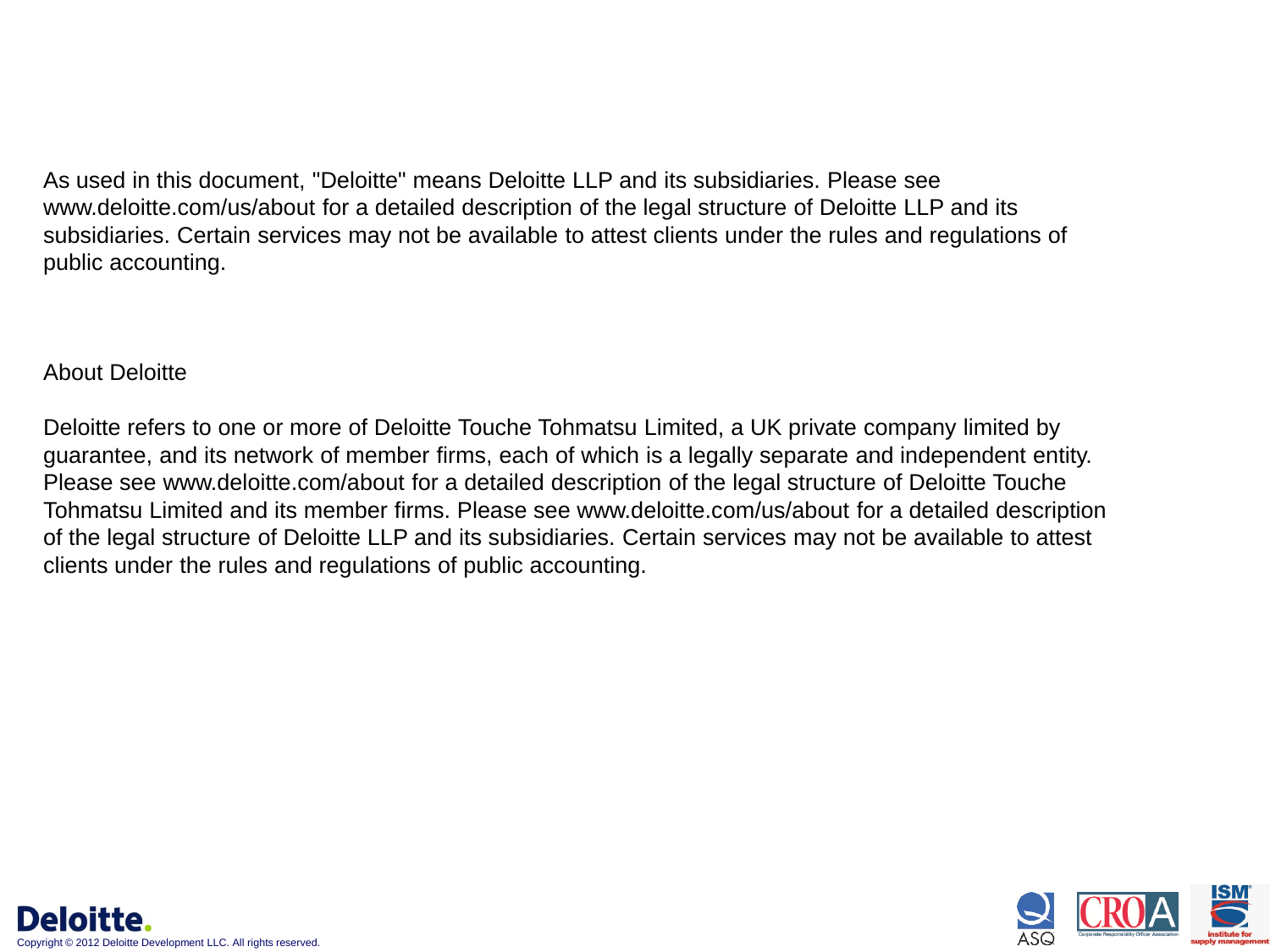As used in this document, "Deloitte" means Deloitte LLP and its subsidiaries. Please see www.deloitte.com/us/about for a detailed description of the legal structure of Deloitte LLP and its subsidiaries. Certain services may not be available to attest clients under the rules and regulations of public accounting.

About Deloitte

Deloitte refers to one or more of Deloitte Touche Tohmatsu Limited, a UK private company limited by guarantee, and its network of member firms, each of which is a legally separate and independent entity. Please see www.deloitte.com/about for a detailed description of the legal structure of Deloitte Touche Tohmatsu Limited and its member firms. Please see www.deloitte.com/us/about for a detailed description of the legal structure of Deloitte LLP and its subsidiaries. Certain services may not be available to attest clients under the rules and regulations of public accounting.

Deloitte.

Copyright © 2012 Deloitte Development LLC. All rights reserved.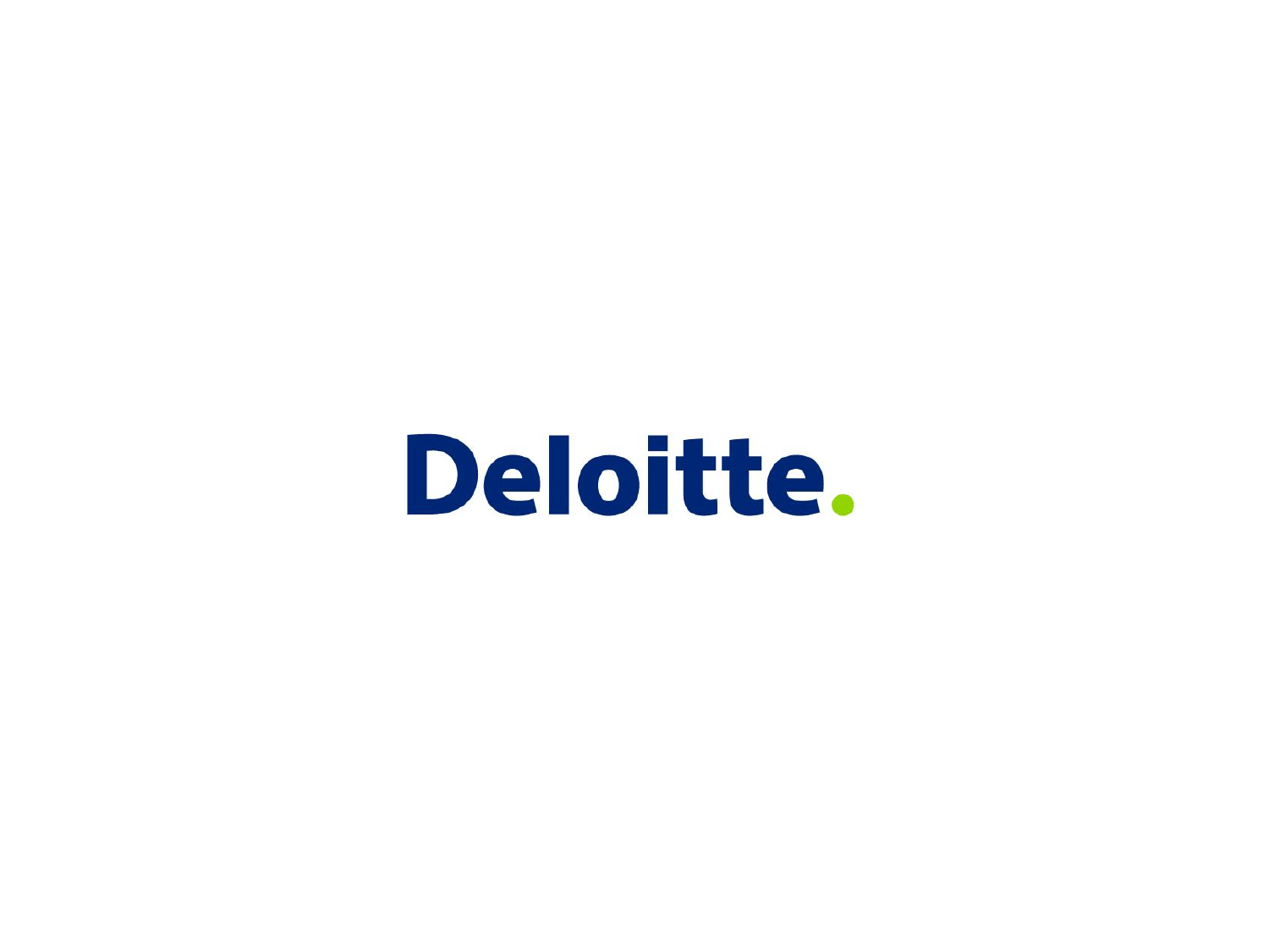Deloitte.